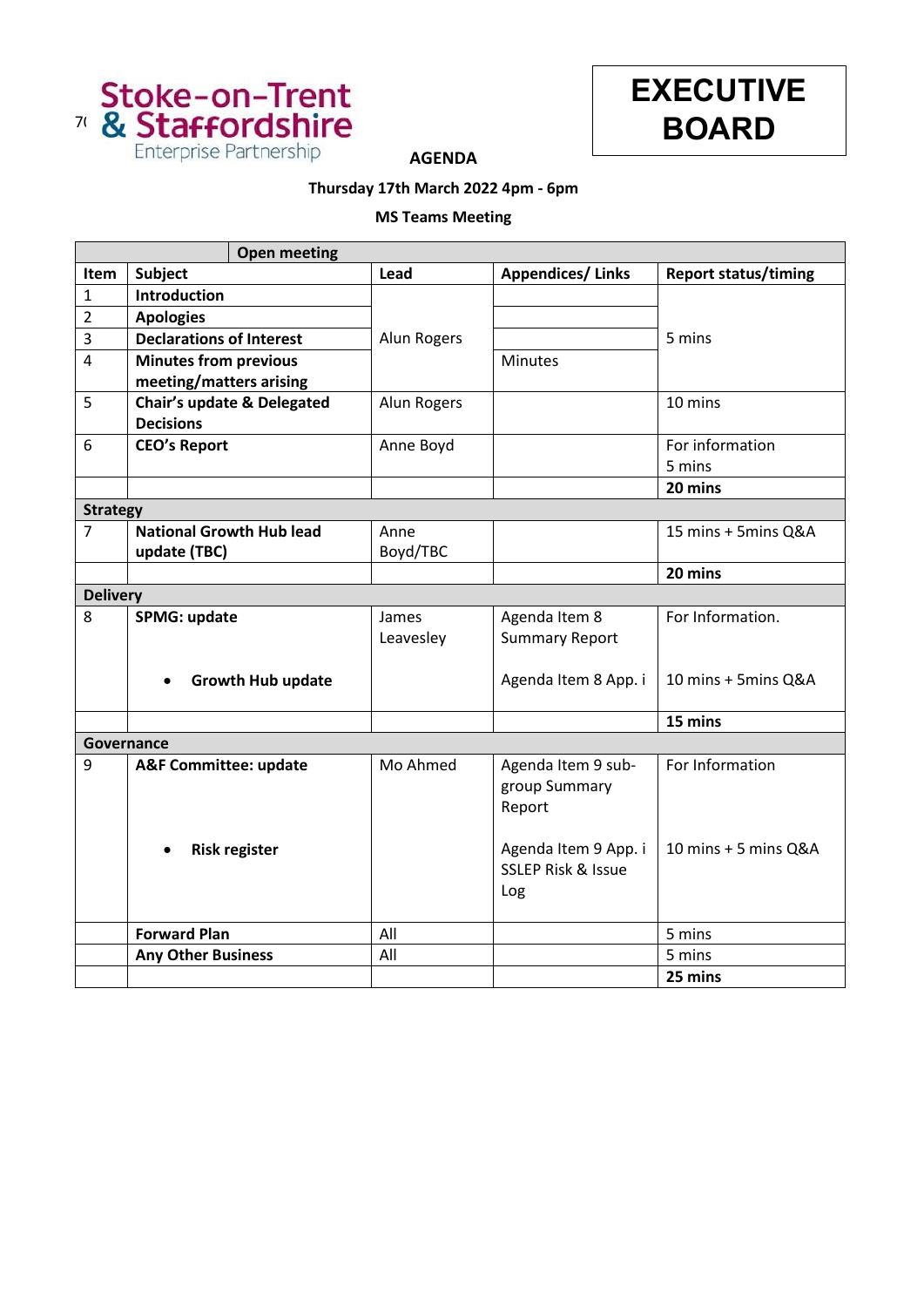Stoke-on-Trent & Staffordshire Enterprise Partnership

# EXECUTIVE BOARD

**AGENDA**

**Thursday 17th March 2022 4pm - 6pm**

**MS Teams Meeting**

| | **Open meeting** | | | |
|---|---|---|---|---|
| **Item** | **Subject** | **Lead** | **Appendices/ Links** | **Report status/timing** |
| 1 | **Introduction** | Alun Rogers | | 5 mins |
| 2 | **Apologies** | | | |
| 3 | **Declarations of Interest** | | | |
| 4 | **Minutes from previous meeting/matters arising** | | Minutes | |
| 5 | **Chair's update & Delegated Decisions** | Alun Rogers | | 10 mins |
| 6 | **CEO's Report** | Anne Boyd | | For information 5 mins |
| | | | | **20 mins** |
| **Strategy** | | | | |
| 7 | **National Growth Hub lead update (TBC)** | Anne Boyd/TBC | | 15 mins + 5mins Q&A |
| | | | | **20 mins** |
| **Delivery** | | | | |
| 8 | **SPMG: update** | James Leavesley | Agenda Item 8 Summary Report | For Information. |
| | • **Growth Hub update** | | Agenda Item 8 App. i | 10 mins + 5mins Q&A |
| | | | | **15 mins** |
| **Governance** | | | | |
| 9 | **A&F Committee: update** | Mo Ahmed | Agenda Item 9 sub-group Summary Report | For Information |
| | • **Risk register** | | Agenda Item 9 App. i SSLEP Risk & Issue Log | 10 mins + 5 mins Q&A |
| | **Forward Plan** | All | | 5 mins |
| | **Any Other Business** | All | | 5 mins |
| | | | | **25 mins** |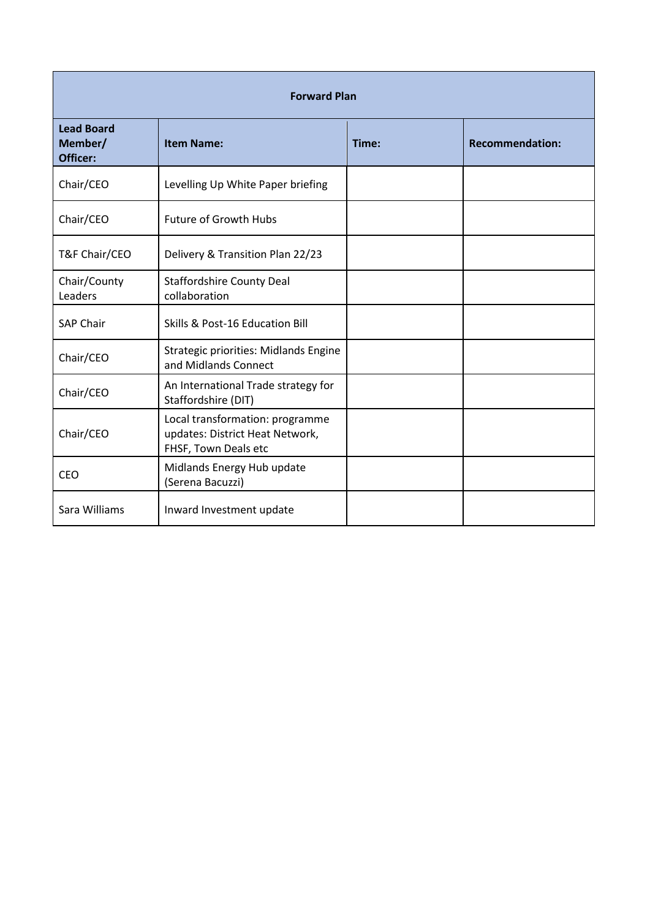| Forward Plan | | | |
|---|---|---|---|
| **Lead Board Member/ Officer:** | **Item Name:** | **Time:** | **Recommendation:** |
| Chair/CEO | Levelling Up White Paper briefing | | |
| Chair/CEO | Future of Growth Hubs | | |
| T&F Chair/CEO | Delivery & Transition Plan 22/23 | | |
| Chair/County Leaders | Staffordshire County Deal collaboration | | |
| SAP Chair | Skills & Post-16 Education Bill | | |
| Chair/CEO | Strategic priorities: Midlands Engine and Midlands Connect | | |
| Chair/CEO | An International Trade strategy for Staffordshire (DIT) | | |
| Chair/CEO | Local transformation: programme updates: District Heat Network, FHSF, Town Deals etc | | |
| CEO | Midlands Energy Hub update (Serena Bacuzzi) | | |
| Sara Williams | Inward Investment update | | |